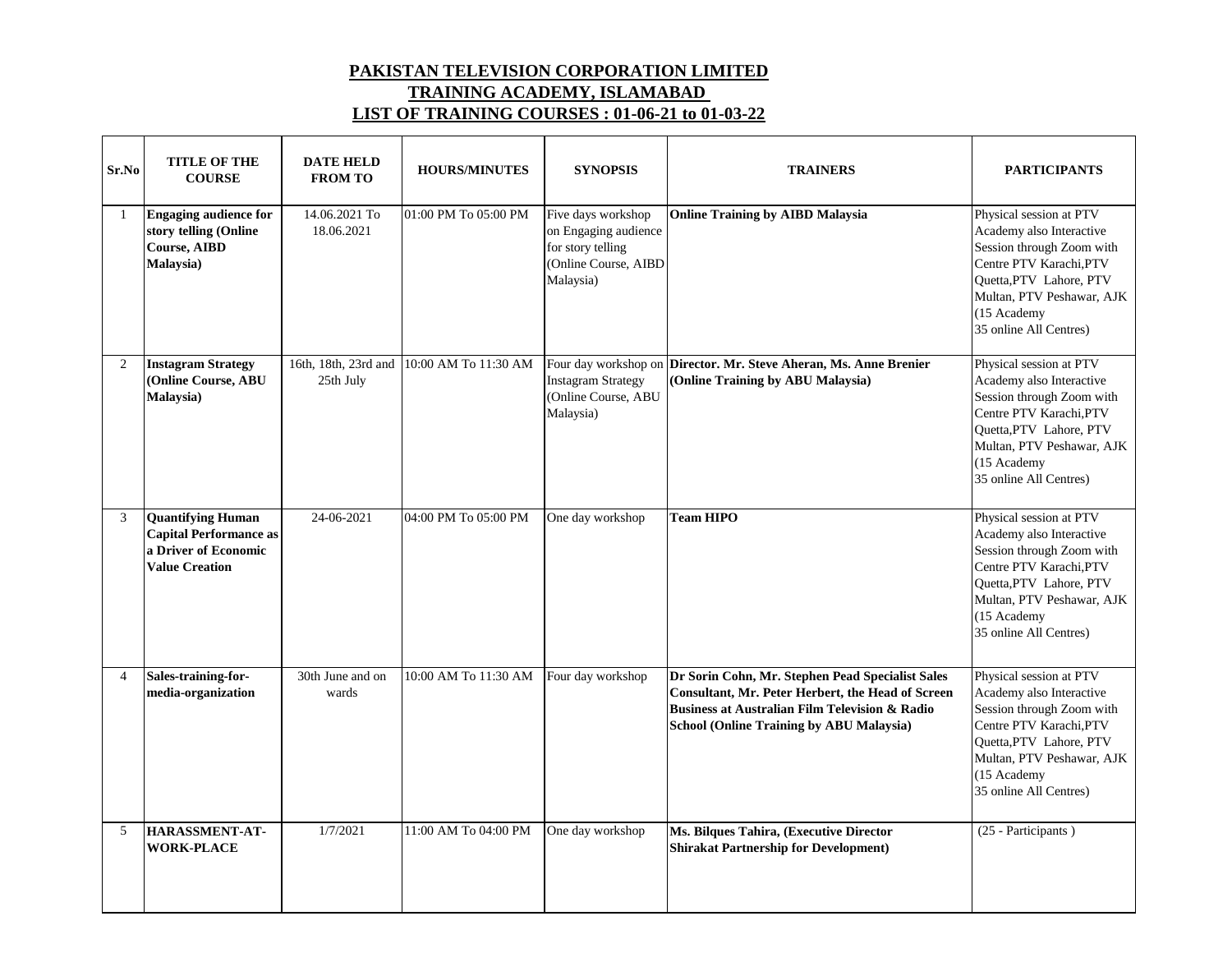# PAKISTAN TELEVISION CORPORATION LIMITED
## TRAINING ACADEMY, ISLAMABAD
## LIST OF TRAINING COURSES : 01-06-21 to 01-03-22

| Sr.No | TITLE OF THE COURSE | DATE HELD FROM TO | HOURS/MINUTES | SYNOPSIS | TRAINERS | PARTICIPANTS |
|---|---|---|---|---|---|---|
| 1 | **Engaging audience for story telling (Online Course, AIBD Malaysia)** | 14.06.2021 To 18.06.2021 | 01:00 PM To 05:00 PM | Five days workshop on Engaging audience for story telling (Online Course, AIBD Malaysia) | **Online Training by AIBD Malaysia** | Physical session at PTV Academy also Interactive Session through Zoom with Centre PTV Karachi,PTV Quetta,PTV Lahore, PTV Multan, PTV Peshawar, AJK (15 Academy 35 online All Centres) |
| 2 | **Instagram Strategy (Online Course, ABU Malaysia)** | 16th, 18th, 23rd and 25th July | 10:00 AM To 11:30 AM | Four day workshop on Instagram Strategy (Online Course, ABU Malaysia) | **Director. Mr. Steve Aheran, Ms. Anne Brenier (Online Training by ABU Malaysia)** | Physical session at PTV Academy also Interactive Session through Zoom with Centre PTV Karachi,PTV Quetta,PTV Lahore, PTV Multan, PTV Peshawar, AJK (15 Academy 35 online All Centres) |
| 3 | **Quantifying Human Capital Performance as a Driver of Economic Value Creation** | 24-06-2021 | 04:00 PM To 05:00 PM | One day workshop | **Team HIPO** | Physical session at PTV Academy also Interactive Session through Zoom with Centre PTV Karachi,PTV Quetta,PTV Lahore, PTV Multan, PTV Peshawar, AJK (15 Academy 35 online All Centres) |
| 4 | **Sales-training-for-media-organization** | 30th June and on wards | 10:00 AM To 11:30 AM | Four day workshop | **Dr Sorin Cohn, Mr. Stephen Pead Specialist Sales Consultant, Mr. Peter Herbert, the Head of Screen Business at Australian Film Television & Radio School (Online Training by ABU Malaysia)** | Physical session at PTV Academy also Interactive Session through Zoom with Centre PTV Karachi,PTV Quetta,PTV Lahore, PTV Multan, PTV Peshawar, AJK (15 Academy 35 online All Centres) |
| 5 | **HARASSMENT-AT-WORK-PLACE** | 1/7/2021 | 11:00 AM To 04:00 PM | One day workshop | **Ms. Bilques Tahira, (Executive Director Shirakat Partnership for Development)** | (25 - Participants ) |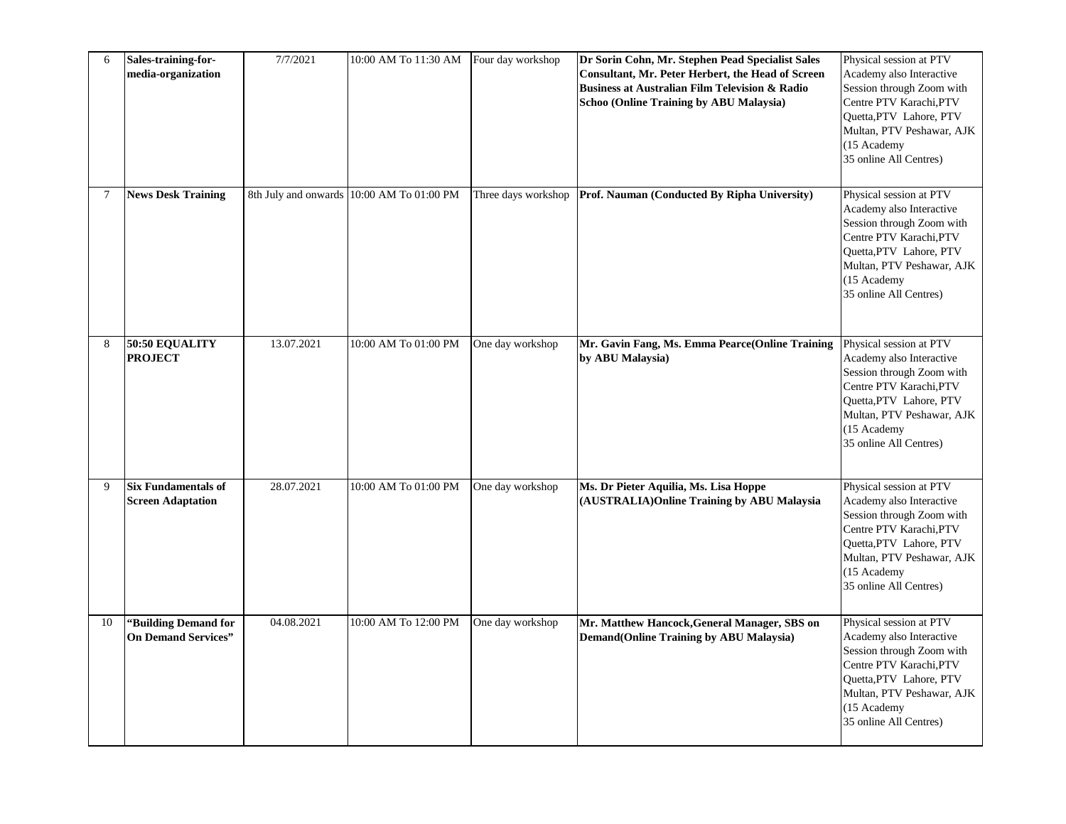| 6 | **Sales-training-for-media-organization** | 7/7/2021 | 10:00 AM To 11:30 AM | Four day workshop | **Dr Sorin Cohn, Mr. Stephen Pead Specialist Sales Consultant, Mr. Peter Herbert, the Head of Screen Business at Australian Film Television & Radio Schoo (Online Training by ABU Malaysia)** | Physical session at PTV Academy also Interactive Session through Zoom with Centre PTV Karachi,PTV Quetta,PTV Lahore, PTV Multan, PTV Peshawar, AJK (15 Academy 35 online All Centres) |
|---|---|---|---|---|---|---|
| 7 | **News Desk Training** | 8th July and onwards | 10:00 AM To 01:00 PM | Three days workshop | **Prof. Nauman (Conducted By Ripha University)** | Physical session at PTV Academy also Interactive Session through Zoom with Centre PTV Karachi,PTV Quetta,PTV Lahore, PTV Multan, PTV Peshawar, AJK (15 Academy 35 online All Centres) |
| 8 | **50:50 EQUALITY PROJECT** | 13.07.2021 | 10:00 AM To 01:00 PM | One day workshop | **Mr. Gavin Fang, Ms. Emma Pearce(Online Training by ABU Malaysia)** | Physical session at PTV Academy also Interactive Session through Zoom with Centre PTV Karachi,PTV Quetta,PTV Lahore, PTV Multan, PTV Peshawar, AJK (15 Academy 35 online All Centres) |
| 9 | **Six Fundamentals of Screen Adaptation** | 28.07.2021 | 10:00 AM To 01:00 PM | One day workshop | **Ms. Dr Pieter Aquilia, Ms. Lisa Hoppe (AUSTRALIA)Online Training by ABU Malaysia** | Physical session at PTV Academy also Interactive Session through Zoom with Centre PTV Karachi,PTV Quetta,PTV Lahore, PTV Multan, PTV Peshawar, AJK (15 Academy 35 online All Centres) |
| 10 | **"Building Demand for On Demand Services"** | 04.08.2021 | 10:00 AM To 12:00 PM | One day workshop | **Mr. Matthew Hancock,General Manager, SBS on Demand(Online Training by ABU Malaysia)** | Physical session at PTV Academy also Interactive Session through Zoom with Centre PTV Karachi,PTV Quetta,PTV Lahore, PTV Multan, PTV Peshawar, AJK (15 Academy 35 online All Centres) |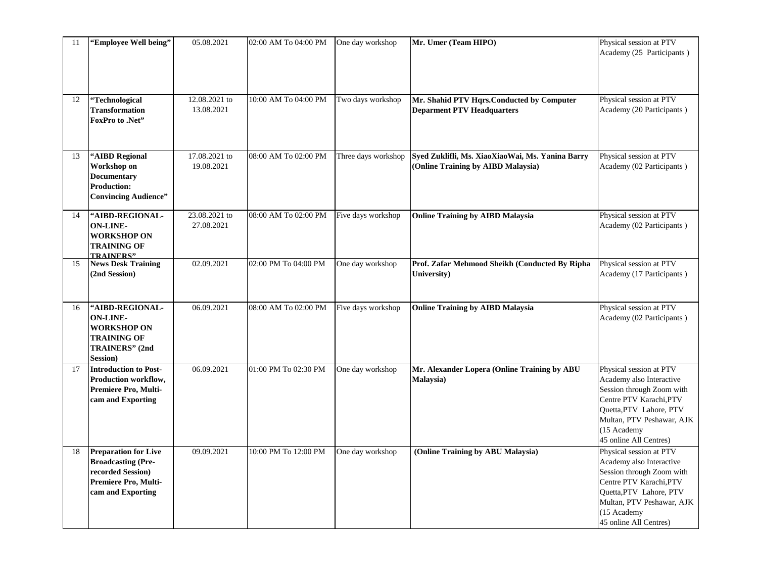| 11 | **"Employee Well being"** | 05.08.2021 | 02:00 AM To 04:00 PM | One day workshop | **Mr. Umer (Team HIPO)** | Physical session at PTV Academy (25 Participants ) |
|---|---|---|---|---|---|---|
| 12 | **"Technological Transformation FoxPro to .Net"** | 12.08.2021 to 13.08.2021 | 10:00 AM To 04:00 PM | Two days workshop | **Mr. Shahid PTV Hqrs.Conducted by Computer Deparment PTV Headquarters** | Physical session at PTV Academy (20 Participants ) |
| 13 | **"AIBD Regional Workshop on Documentary Production: Convincing Audience"** | 17.08.2021 to 19.08.2021 | 08:00 AM To 02:00 PM | Three days workshop | **Syed Zuklifli, Ms. XiaoXiaoWai, Ms. Yanina Barry (Online Training by AIBD Malaysia)** | Physical session at PTV Academy (02 Participants ) |
| 14 | **"AIBD-REGIONAL-ON-LINE-WORKSHOP ON TRAINING OF TRAINERS"** | 23.08.2021 to 27.08.2021 | 08:00 AM To 02:00 PM | Five days workshop | **Online Training by AIBD Malaysia** | Physical session at PTV Academy (02 Participants ) |
| 15 | **News Desk Training (2nd Session)** | 02.09.2021 | 02:00 PM To 04:00 PM | One day workshop | **Prof. Zafar Mehmood Sheikh (Conducted By Ripha University)** | Physical session at PTV Academy (17 Participants ) |
| 16 | **"AIBD-REGIONAL-ON-LINE-WORKSHOP ON TRAINING OF TRAINERS" (2nd Session)** | 06.09.2021 | 08:00 AM To 02:00 PM | Five days workshop | **Online Training by AIBD Malaysia** | Physical session at PTV Academy (02 Participants ) |
| 17 | **Introduction to Post-Production workflow, Premiere Pro, Multi-cam and Exporting** | 06.09.2021 | 01:00 PM To 02:30 PM | One day workshop | **Mr. Alexander Lopera (Online Training by ABU Malaysia)** | Physical session at PTV Academy also Interactive Session through Zoom with Centre PTV Karachi,PTV Quetta,PTV Lahore, PTV Multan, PTV Peshawar, AJK (15 Academy 45 online All Centres) |
| 18 | **Preparation for Live Broadcasting (Pre-recorded Session) Premiere Pro, Multi-cam and Exporting** | 09.09.2021 | 10:00 PM To 12:00 PM | One day workshop | **(Online Training by ABU Malaysia)** | Physical session at PTV Academy also Interactive Session through Zoom with Centre PTV Karachi,PTV Quetta,PTV Lahore, PTV Multan, PTV Peshawar, AJK (15 Academy 45 online All Centres) |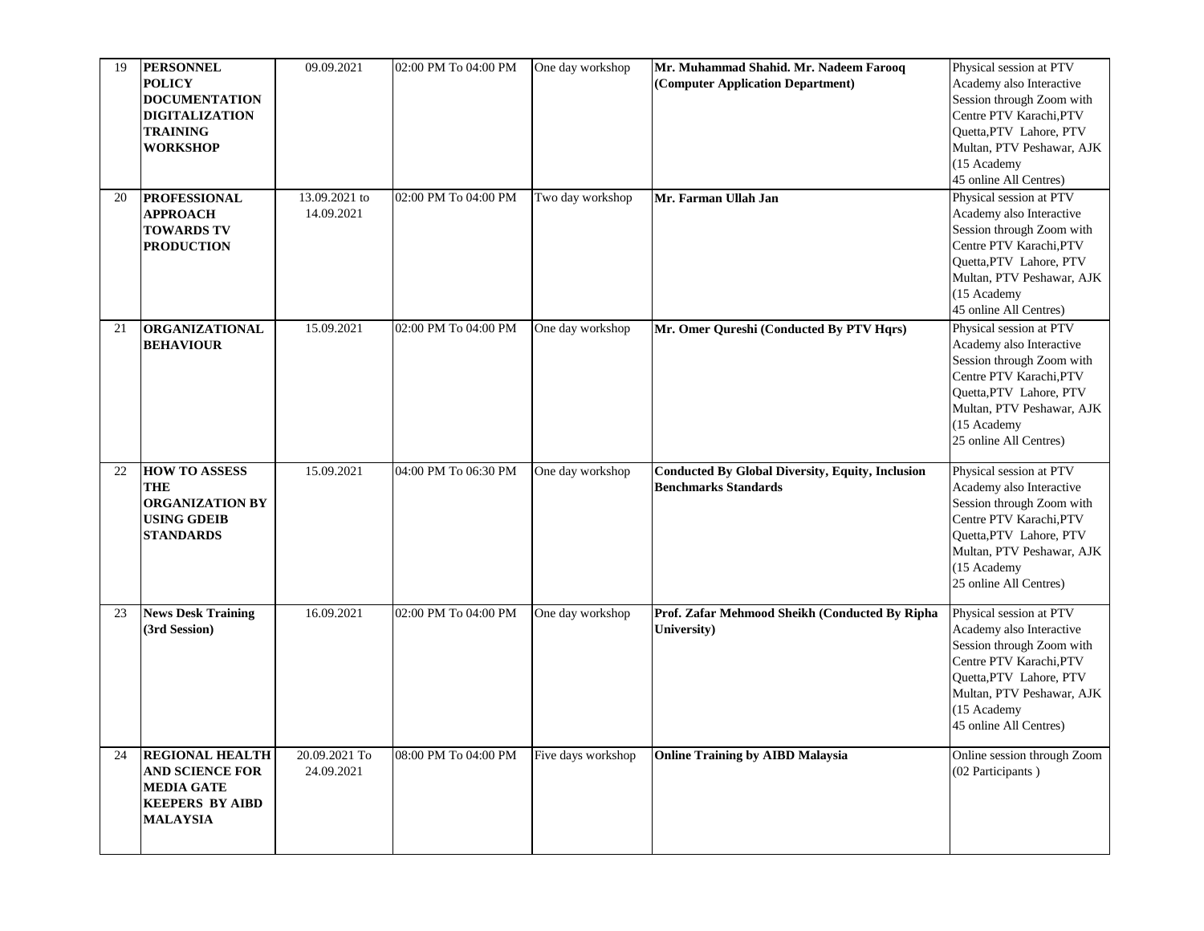| 19 | **PERSONNEL POLICY DOCUMENTATION DIGITALIZATION TRAINING WORKSHOP** | 09.09.2021 | 02:00 PM To 04:00 PM | One day workshop | **Mr. Muhammad Shahid. Mr. Nadeem Farooq (Computer Application Department)** | Physical session at PTV Academy also Interactive Session through Zoom with Centre PTV Karachi,PTV Quetta,PTV Lahore, PTV Multan, PTV Peshawar, AJK (15 Academy 45 online All Centres) |
|---|---|---|---|---|---|---|
| 20 | **PROFESSIONAL APPROACH TOWARDS TV PRODUCTION** | 13.09.2021 to 14.09.2021 | 02:00 PM To 04:00 PM | Two day workshop | **Mr. Farman Ullah Jan** | Physical session at PTV Academy also Interactive Session through Zoom with Centre PTV Karachi,PTV Quetta,PTV Lahore, PTV Multan, PTV Peshawar, AJK (15 Academy 45 online All Centres) |
| 21 | **ORGANIZATIONAL BEHAVIOUR** | 15.09.2021 | 02:00 PM To 04:00 PM | One day workshop | **Mr. Omer Qureshi (Conducted By PTV Hqrs)** | Physical session at PTV Academy also Interactive Session through Zoom with Centre PTV Karachi,PTV Quetta,PTV Lahore, PTV Multan, PTV Peshawar, AJK (15 Academy 25 online All Centres) |
| 22 | **HOW TO ASSESS THE ORGANIZATION BY USING GDEIB STANDARDS** | 15.09.2021 | 04:00 PM To 06:30 PM | One day workshop | **Conducted By Global Diversity, Equity, Inclusion Benchmarks Standards** | Physical session at PTV Academy also Interactive Session through Zoom with Centre PTV Karachi,PTV Quetta,PTV Lahore, PTV Multan, PTV Peshawar, AJK (15 Academy 25 online All Centres) |
| 23 | **News Desk Training (3rd Session)** | 16.09.2021 | 02:00 PM To 04:00 PM | One day workshop | **Prof. Zafar Mehmood Sheikh (Conducted By Ripha University)** | Physical session at PTV Academy also Interactive Session through Zoom with Centre PTV Karachi,PTV Quetta,PTV Lahore, PTV Multan, PTV Peshawar, AJK (15 Academy 45 online All Centres) |
| 24 | **REGIONAL HEALTH AND SCIENCE FOR MEDIA GATE KEEPERS BY AIBD MALAYSIA** | 20.09.2021 To 24.09.2021 | 08:00 PM To 04:00 PM | Five days workshop | **Online Training by AIBD Malaysia** | Online session through Zoom (02 Participants ) |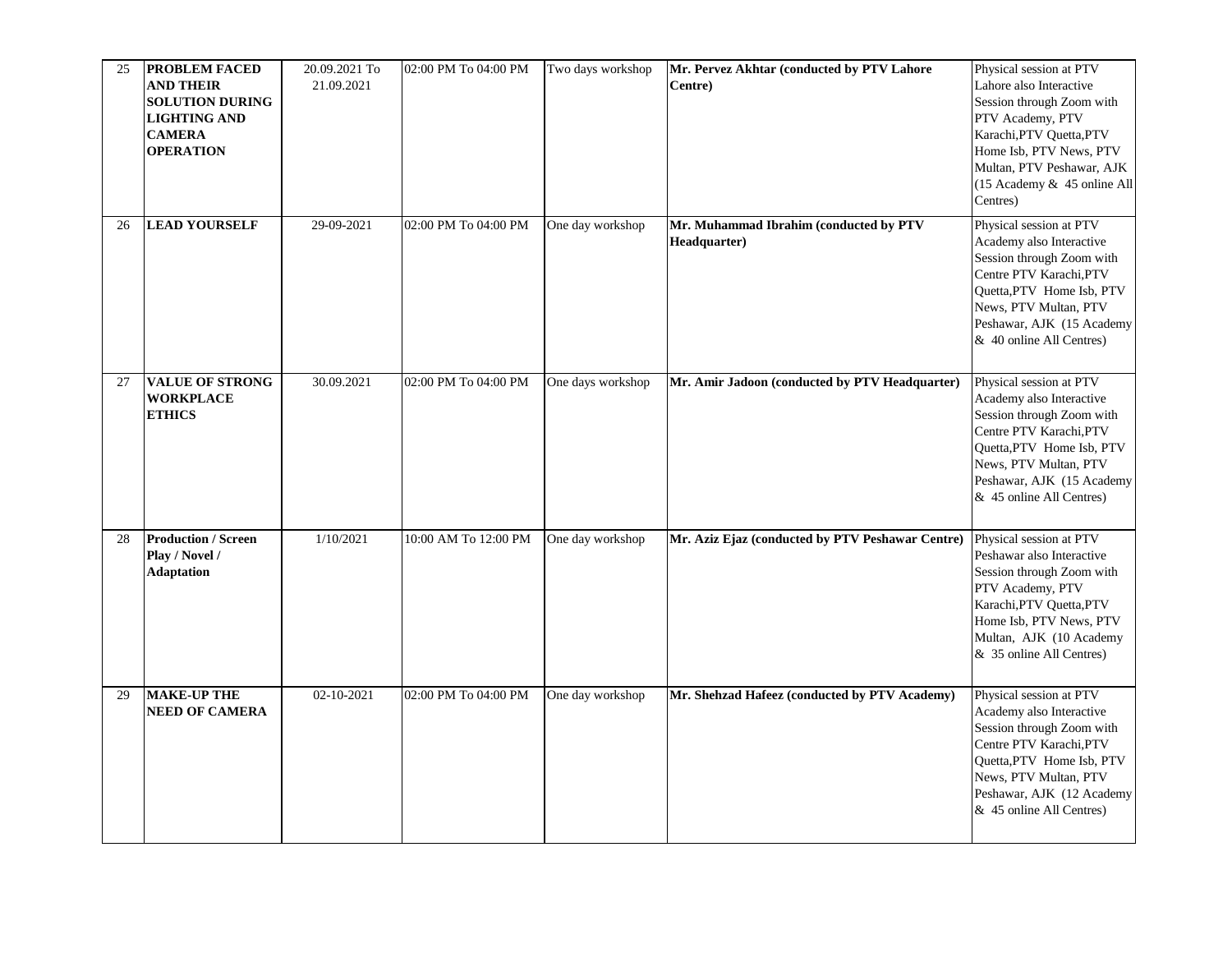| 25 | **PROBLEM FACED AND THEIR SOLUTION DURING LIGHTING AND CAMERA OPERATION** | 20.09.2021 To 21.09.2021 | 02:00 PM To 04:00 PM | Two days workshop | **Mr. Pervez Akhtar (conducted by PTV Lahore Centre)** | Physical session at PTV Lahore also Interactive Session through Zoom with PTV Academy, PTV Karachi,PTV Quetta,PTV Home Isb, PTV News, PTV Multan, PTV Peshawar, AJK (15 Academy & 45 online All Centres) |
|---|---|---|---|---|---|---|
| 26 | **LEAD YOURSELF** | 29-09-2021 | 02:00 PM To 04:00 PM | One day workshop | **Mr. Muhammad Ibrahim (conducted by PTV Headquarter)** | Physical session at PTV Academy also Interactive Session through Zoom with Centre PTV Karachi,PTV Quetta,PTV Home Isb, PTV News, PTV Multan, PTV Peshawar, AJK (15 Academy & 40 online All Centres) |
| 27 | **VALUE OF STRONG WORKPLACE ETHICS** | 30.09.2021 | 02:00 PM To 04:00 PM | One days workshop | **Mr. Amir Jadoon (conducted by PTV Headquarter)** | Physical session at PTV Academy also Interactive Session through Zoom with Centre PTV Karachi,PTV Quetta,PTV Home Isb, PTV News, PTV Multan, PTV Peshawar, AJK (15 Academy & 45 online All Centres) |
| 28 | **Production / Screen Play / Novel / Adaptation** | 1/10/2021 | 10:00 AM To 12:00 PM | One day workshop | **Mr. Aziz Ejaz (conducted by PTV Peshawar Centre)** | Physical session at PTV Peshawar also Interactive Session through Zoom with PTV Academy, PTV Karachi,PTV Quetta,PTV Home Isb, PTV News, PTV Multan, AJK (10 Academy & 35 online All Centres) |
| 29 | **MAKE-UP THE NEED OF CAMERA** | 02-10-2021 | 02:00 PM To 04:00 PM | One day workshop | **Mr. Shehzad Hafeez (conducted by PTV Academy)** | Physical session at PTV Academy also Interactive Session through Zoom with Centre PTV Karachi,PTV Quetta,PTV Home Isb, PTV News, PTV Multan, PTV Peshawar, AJK (12 Academy & 45 online All Centres) |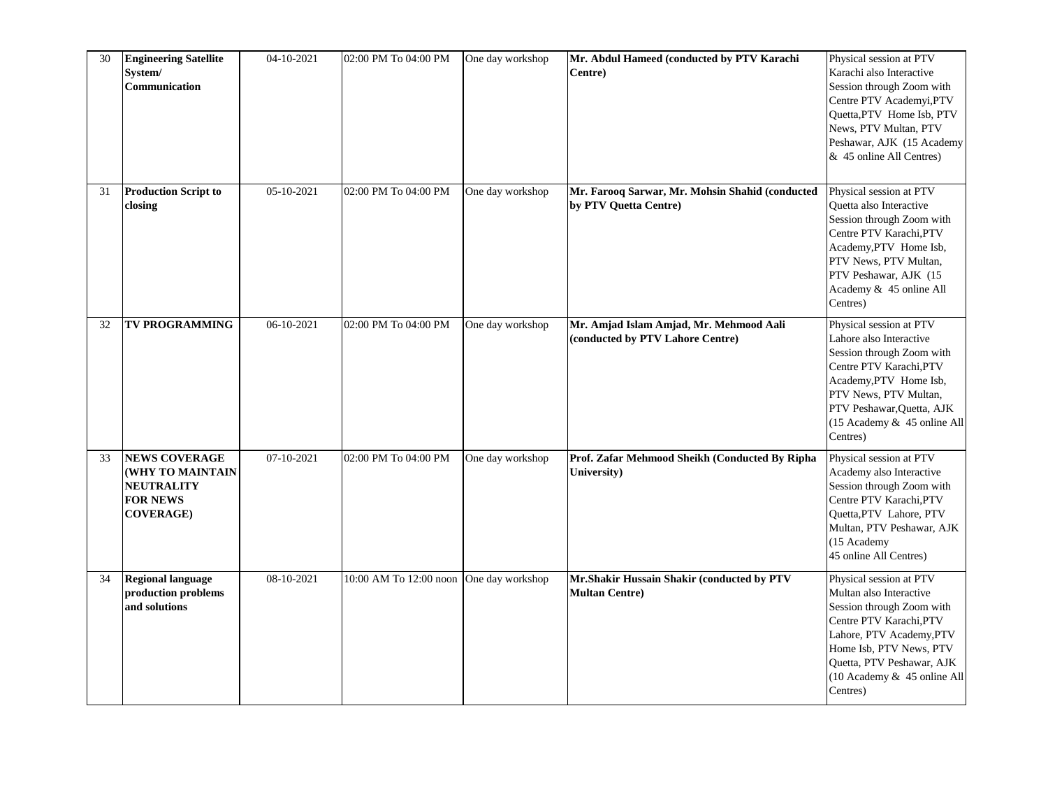| 30 | **Engineering Satellite System/ Communication** | 04-10-2021 | 02:00 PM To 04:00 PM | One day workshop | **Mr. Abdul Hameed (conducted by PTV Karachi Centre)** | Physical session at PTV Karachi also Interactive Session through Zoom with Centre PTV Academyi,PTV Quetta,PTV Home Isb, PTV News, PTV Multan, PTV Peshawar, AJK (15 Academy & 45 online All Centres) |
|---|---|---|---|---|---|---|
| 31 | **Production Script to closing** | 05-10-2021 | 02:00 PM To 04:00 PM | One day workshop | **Mr. Farooq Sarwar, Mr. Mohsin Shahid (conducted by PTV Quetta Centre)** | Physical session at PTV Quetta also Interactive Session through Zoom with Centre PTV Karachi,PTV Academy,PTV Home Isb, PTV News, PTV Multan, PTV Peshawar, AJK (15 Academy & 45 online All Centres) |
| 32 | **TV PROGRAMMING** | 06-10-2021 | 02:00 PM To 04:00 PM | One day workshop | **Mr. Amjad Islam Amjad, Mr. Mehmood Aali (conducted by PTV Lahore Centre)** | Physical session at PTV Lahore also Interactive Session through Zoom with Centre PTV Karachi,PTV Academy,PTV Home Isb, PTV News, PTV Multan, PTV Peshawar,Quetta, AJK (15 Academy & 45 online All Centres) |
| 33 | **NEWS COVERAGE (WHY TO MAINTAIN NEUTRALITY FOR NEWS COVERAGE)** | 07-10-2021 | 02:00 PM To 04:00 PM | One day workshop | **Prof. Zafar Mehmood Sheikh (Conducted By Ripha University)** | Physical session at PTV Academy also Interactive Session through Zoom with Centre PTV Karachi,PTV Quetta,PTV Lahore, PTV Multan, PTV Peshawar, AJK (15 Academy 45 online All Centres) |
| 34 | **Regional language production problems and solutions** | 08-10-2021 | 10:00 AM To 12:00 noon | One day workshop | **Mr.Shakir Hussain Shakir (conducted by PTV Multan Centre)** | Physical session at PTV Multan also Interactive Session through Zoom with Centre PTV Karachi,PTV Lahore, PTV Academy,PTV Home Isb, PTV News, PTV Quetta, PTV Peshawar, AJK (10 Academy & 45 online All Centres) |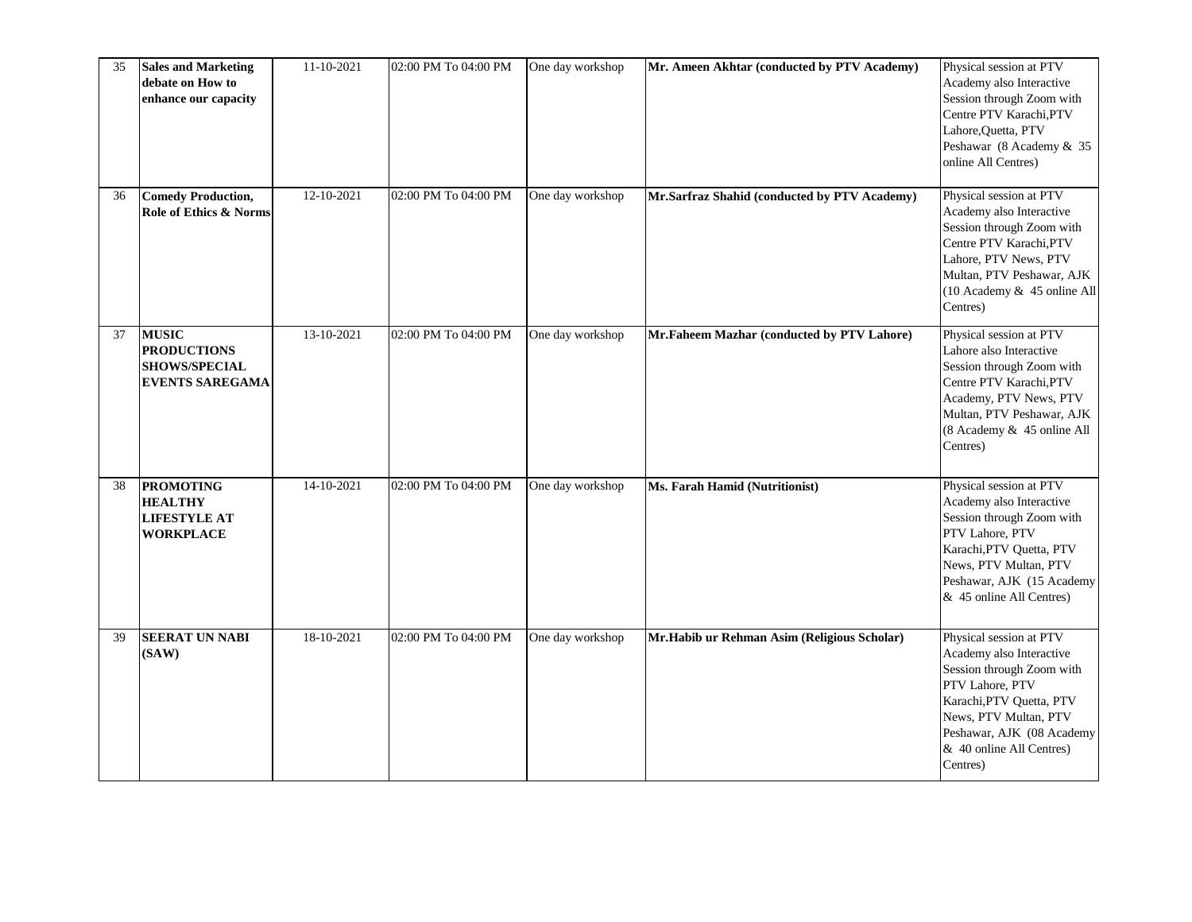| 35 | **Sales and Marketing debate on How to enhance our capacity** | 11-10-2021 | 02:00 PM To 04:00 PM | One day workshop | **Mr. Ameen Akhtar (conducted by PTV Academy)** | Physical session at PTV Academy also Interactive Session through Zoom with Centre PTV Karachi,PTV Lahore,Quetta, PTV Peshawar (8 Academy & 35 online All Centres) |
|---|---|---|---|---|---|---|
| 36 | **Comedy Production, Role of Ethics & Norms** | 12-10-2021 | 02:00 PM To 04:00 PM | One day workshop | **Mr.Sarfraz Shahid (conducted by PTV Academy)** | Physical session at PTV Academy also Interactive Session through Zoom with Centre PTV Karachi,PTV Lahore, PTV News, PTV Multan, PTV Peshawar, AJK (10 Academy & 45 online All Centres) |
| 37 | **MUSIC PRODUCTIONS SHOWS/SPECIAL EVENTS SAREGAMA** | 13-10-2021 | 02:00 PM To 04:00 PM | One day workshop | **Mr.Faheem Mazhar (conducted by PTV Lahore)** | Physical session at PTV Lahore also Interactive Session through Zoom with Centre PTV Karachi,PTV Academy, PTV News, PTV Multan, PTV Peshawar, AJK (8 Academy & 45 online All Centres) |
| 38 | **PROMOTING HEALTHY LIFESTYLE AT WORKPLACE** | 14-10-2021 | 02:00 PM To 04:00 PM | One day workshop | **Ms. Farah Hamid (Nutritionist)** | Physical session at PTV Academy also Interactive Session through Zoom with PTV Lahore, PTV Karachi,PTV Quetta, PTV News, PTV Multan, PTV Peshawar, AJK (15 Academy & 45 online All Centres) |
| 39 | **SEERAT UN NABI (SAW)** | 18-10-2021 | 02:00 PM To 04:00 PM | One day workshop | **Mr.Habib ur Rehman Asim (Religious Scholar)** | Physical session at PTV Academy also Interactive Session through Zoom with PTV Lahore, PTV Karachi,PTV Quetta, PTV News, PTV Multan, PTV Peshawar, AJK (08 Academy & 40 online All Centres) Centres) |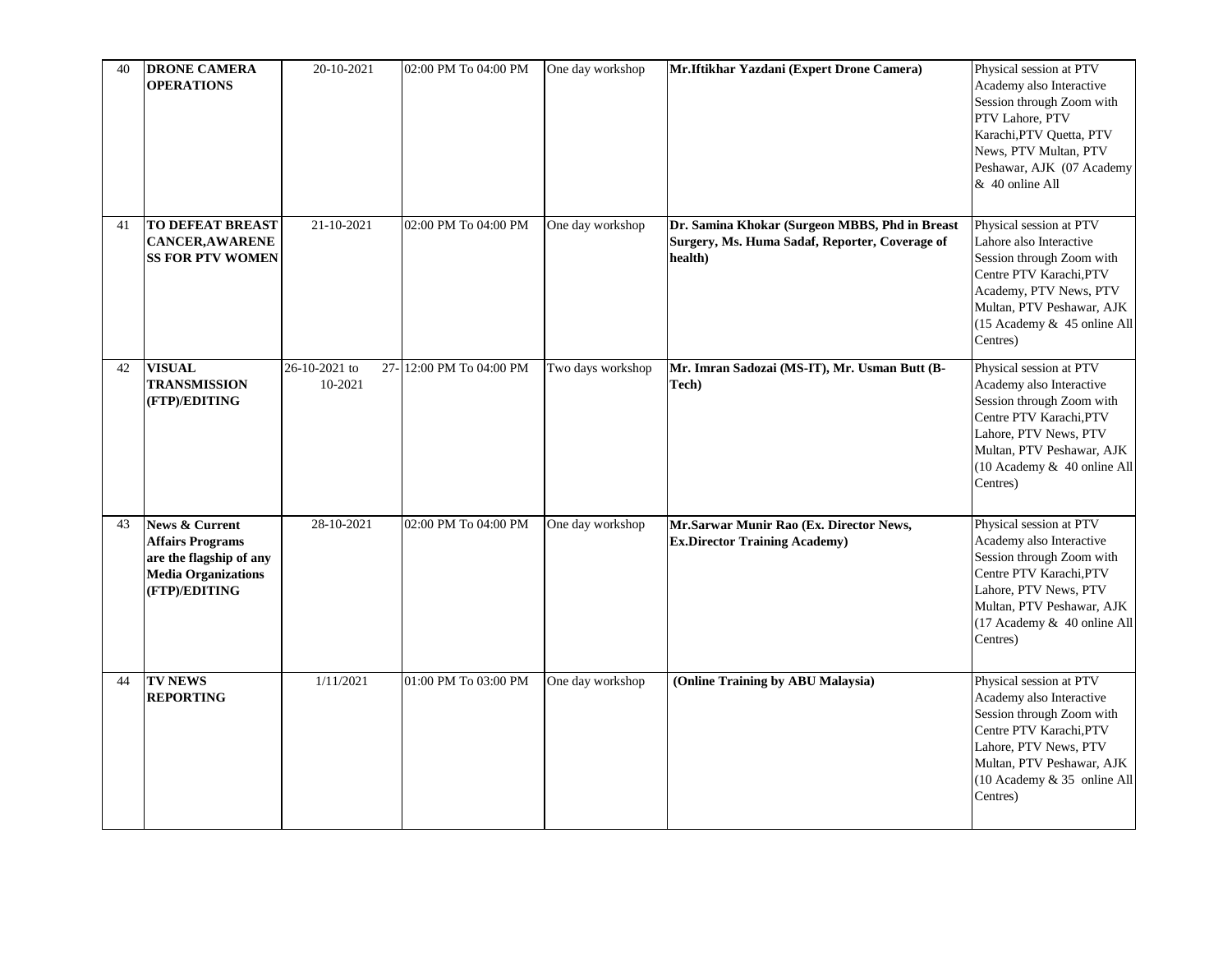| 40 | **DRONE CAMERA OPERATIONS** | 20-10-2021 | 02:00 PM To 04:00 PM | One day workshop | **Mr.Iftikhar Yazdani (Expert Drone Camera)** | Physical session at PTV Academy also Interactive Session through Zoom with PTV Lahore, PTV Karachi,PTV Quetta, PTV News, PTV Multan, PTV Peshawar, AJK (07 Academy & 40 online All |
|---|---|---|---|---|---|---|
| 41 | **TO DEFEAT BREAST CANCER,AWARENESS FOR PTV WOMEN** | 21-10-2021 | 02:00 PM To 04:00 PM | One day workshop | **Dr. Samina Khokar (Surgeon MBBS, Phd in Breast Surgery, Ms. Huma Sadaf, Reporter, Coverage of health)** | Physical session at PTV Lahore also Interactive Session through Zoom with Centre PTV Karachi,PTV Academy, PTV News, PTV Multan, PTV Peshawar, AJK (15 Academy & 45 online All Centres) |
| 42 | **VISUAL TRANSMISSION (FTP)/EDITING** | 26-10-2021 to 27-10-2021 | 12:00 PM To 04:00 PM | Two days workshop | **Mr. Imran Sadozai (MS-IT), Mr. Usman Butt (B-Tech)** | Physical session at PTV Academy also Interactive Session through Zoom with Centre PTV Karachi,PTV Lahore, PTV News, PTV Multan, PTV Peshawar, AJK (10 Academy & 40 online All Centres) |
| 43 | **News & Current Affairs Programs are the flagship of any Media Organizations (FTP)/EDITING** | 28-10-2021 | 02:00 PM To 04:00 PM | One day workshop | **Mr.Sarwar Munir Rao (Ex. Director News, Ex.Director Training Academy)** | Physical session at PTV Academy also Interactive Session through Zoom with Centre PTV Karachi,PTV Lahore, PTV News, PTV Multan, PTV Peshawar, AJK (17 Academy & 40 online All Centres) |
| 44 | **TV NEWS REPORTING** | 1/11/2021 | 01:00 PM To 03:00 PM | One day workshop | **(Online Training by ABU Malaysia)** | Physical session at PTV Academy also Interactive Session through Zoom with Centre PTV Karachi,PTV Lahore, PTV News, PTV Multan, PTV Peshawar, AJK (10 Academy & 35 online All Centres) |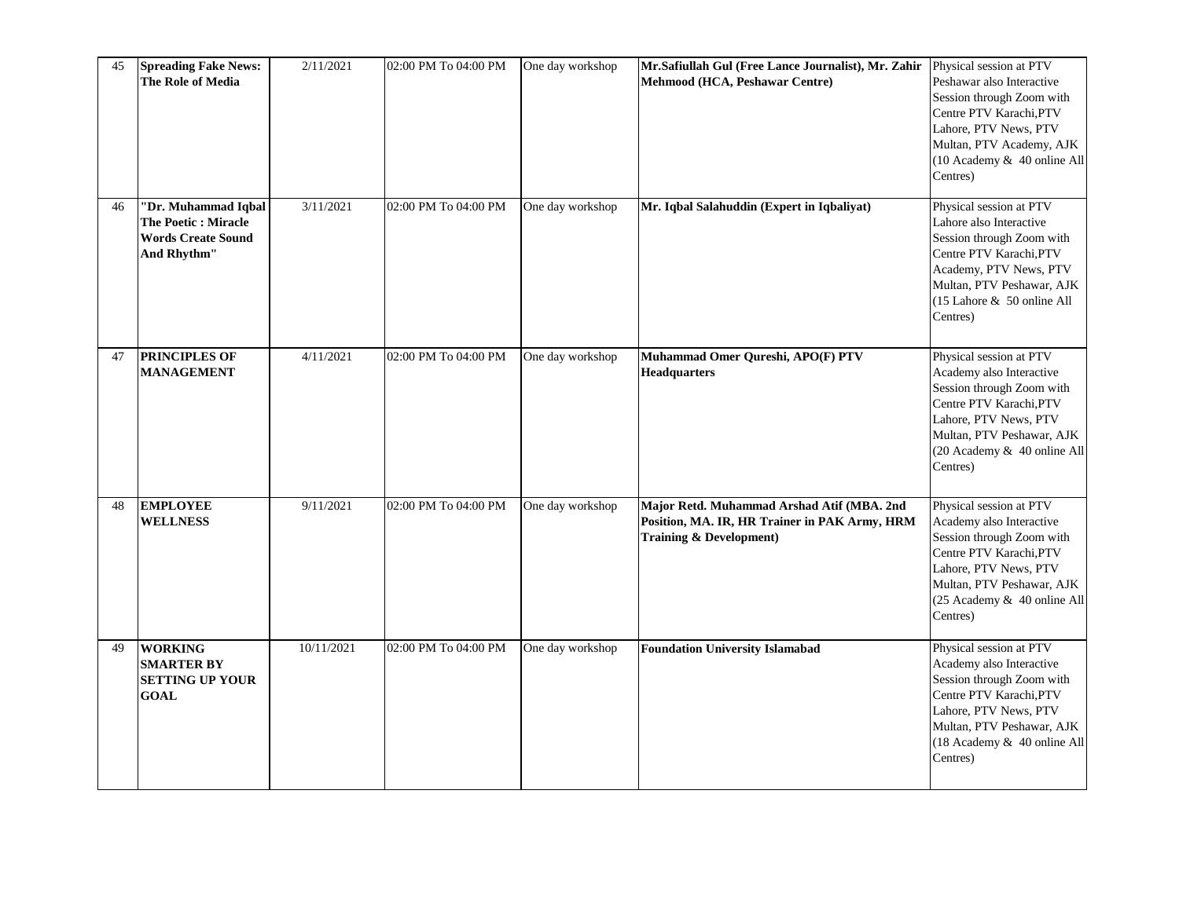| 45 | **Spreading Fake News: The Role of Media** | 2/11/2021 | 02:00 PM To 04:00 PM | One day workshop | **Mr.Safiullah Gul (Free Lance Journalist), Mr. Zahir Mehmood (HCA, Peshawar Centre)** | Physical session at PTV Peshawar also Interactive Session through Zoom with Centre PTV Karachi,PTV Lahore, PTV News, PTV Multan, PTV Academy, AJK (10 Academy & 40 online All Centres) |
|---|---|---|---|---|---|---|
| 46 | **"Dr. Muhammad Iqbal The Poetic : Miracle Words Create Sound And Rhythm"** | 3/11/2021 | 02:00 PM To 04:00 PM | One day workshop | **Mr. Iqbal Salahuddin (Expert in Iqbaliyat)** | Physical session at PTV Lahore also Interactive Session through Zoom with Centre PTV Karachi,PTV Academy, PTV News, PTV Multan, PTV Peshawar, AJK (15 Lahore & 50 online All Centres) |
| 47 | **PRINCIPLES OF MANAGEMENT** | 4/11/2021 | 02:00 PM To 04:00 PM | One day workshop | **Muhammad Omer Qureshi, APO(F) PTV Headquarters** | Physical session at PTV Academy also Interactive Session through Zoom with Centre PTV Karachi,PTV Lahore, PTV News, PTV Multan, PTV Peshawar, AJK (20 Academy & 40 online All Centres) |
| 48 | **EMPLOYEE WELLNESS** | 9/11/2021 | 02:00 PM To 04:00 PM | One day workshop | **Major Retd. Muhammad Arshad Atif (MBA. 2nd Position, MA. IR, HR Trainer in PAK Army, HRM Training & Development)** | Physical session at PTV Academy also Interactive Session through Zoom with Centre PTV Karachi,PTV Lahore, PTV News, PTV Multan, PTV Peshawar, AJK (25 Academy & 40 online All Centres) |
| 49 | **WORKING SMARTER BY SETTING UP YOUR GOAL** | 10/11/2021 | 02:00 PM To 04:00 PM | One day workshop | **Foundation University Islamabad** | Physical session at PTV Academy also Interactive Session through Zoom with Centre PTV Karachi,PTV Lahore, PTV News, PTV Multan, PTV Peshawar, AJK (18 Academy & 40 online All Centres) |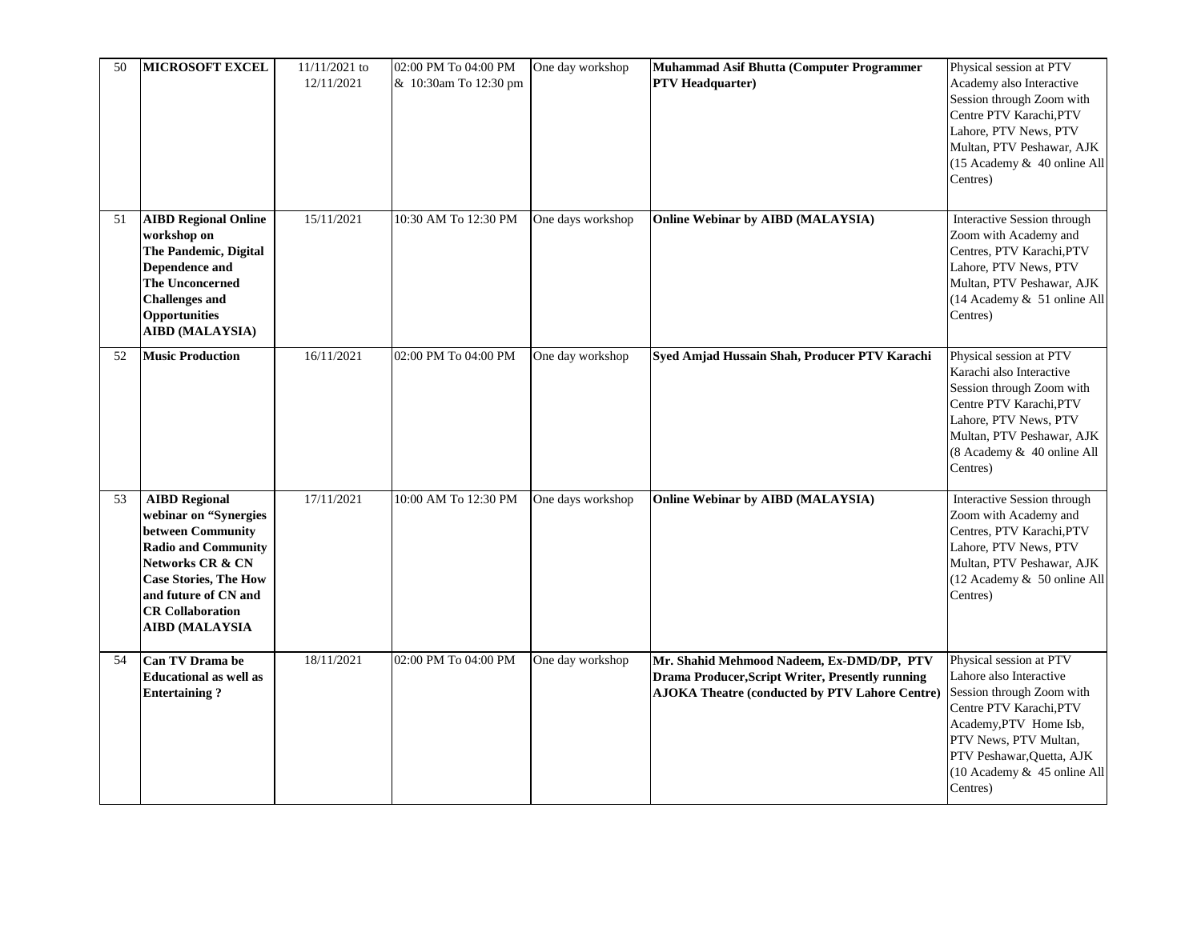| 50 | **MICROSOFT EXCEL** | 11/11/2021 to 12/11/2021 | 02:00 PM To 04:00 PM & 10:30am To 12:30 pm | One day workshop | **Muhammad Asif Bhutta (Computer Programmer PTV Headquarter)** | Physical session at PTV Academy also Interactive Session through Zoom with Centre PTV Karachi,PTV Lahore, PTV News, PTV Multan, PTV Peshawar, AJK (15 Academy & 40 online All Centres) |
|---|---|---|---|---|---|---|
| 51 | **AIBD Regional Online workshop on The Pandemic, Digital Dependence and The Unconcerned Challenges and Opportunities AIBD (MALAYSIA)** | 15/11/2021 | 10:30 AM To 12:30 PM | One days workshop | **Online Webinar by AIBD (MALAYSIA)** | Interactive Session through Zoom with Academy and Centres, PTV Karachi,PTV Lahore, PTV News, PTV Multan, PTV Peshawar, AJK (14 Academy & 51 online All Centres) |
| 52 | **Music Production** | 16/11/2021 | 02:00 PM To 04:00 PM | One day workshop | **Syed Amjad Hussain Shah, Producer PTV Karachi** | Physical session at PTV Karachi also Interactive Session through Zoom with Centre PTV Karachi,PTV Lahore, PTV News, PTV Multan, PTV Peshawar, AJK (8 Academy & 40 online All Centres) |
| 53 | **AIBD Regional webinar on "Synergies between Community Radio and Community Networks CR & CN Case Stories, The How and future of CN and CR Collaboration AIBD (MALAYSIA** | 17/11/2021 | 10:00 AM To 12:30 PM | One days workshop | **Online Webinar by AIBD (MALAYSIA)** | Interactive Session through Zoom with Academy and Centres, PTV Karachi,PTV Lahore, PTV News, PTV Multan, PTV Peshawar, AJK (12 Academy & 50 online All Centres) |
| 54 | **Can TV Drama be Educational as well as Entertaining ?** | 18/11/2021 | 02:00 PM To 04:00 PM | One day workshop | **Mr. Shahid Mehmood Nadeem, Ex-DMD/DP, PTV Drama Producer,Script Writer, Presently running AJOKA Theatre (conducted by PTV Lahore Centre)** | Physical session at PTV Lahore also Interactive Session through Zoom with Centre PTV Karachi,PTV Academy,PTV Home Isb, PTV News, PTV Multan, PTV Peshawar,Quetta, AJK (10 Academy & 45 online All Centres) |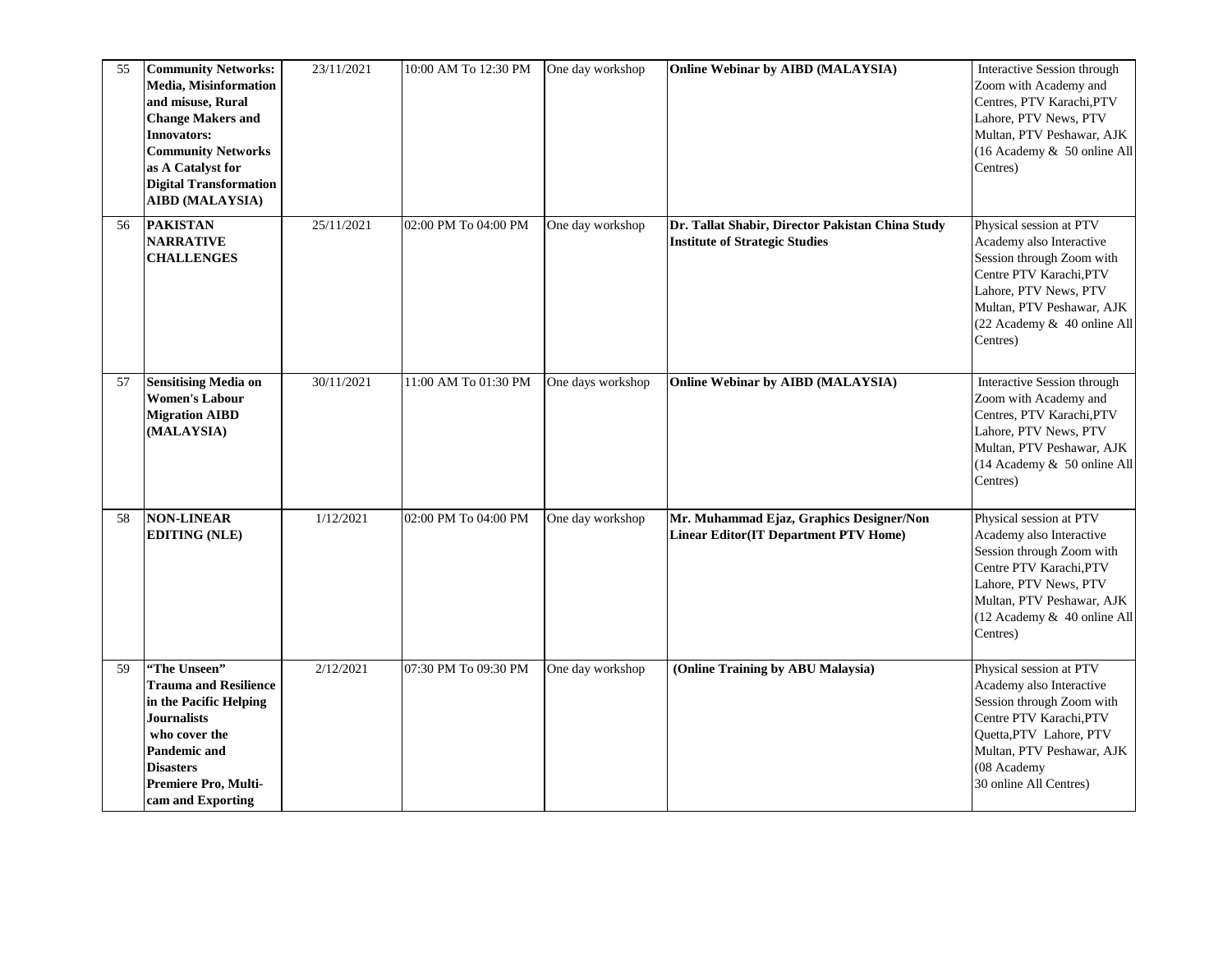| 55 | **Community Networks: Media, Misinformation and misuse, Rural Change Makers and Innovators: Community Networks as A Catalyst for Digital Transformation AIBD (MALAYSIA)** | 23/11/2021 | 10:00 AM To 12:30 PM | One day workshop | **Online Webinar by AIBD (MALAYSIA)** | Interactive Session through Zoom with Academy and Centres, PTV Karachi,PTV Lahore, PTV News, PTV Multan, PTV Peshawar, AJK (16 Academy & 50 online All Centres) |
|---|---|---|---|---|---|---|
| 56 | **PAKISTAN NARRATIVE CHALLENGES** | 25/11/2021 | 02:00 PM To 04:00 PM | One day workshop | **Dr. Tallat Shabir, Director Pakistan China Study Institute of Strategic Studies** | Physical session at PTV Academy also Interactive Session through Zoom with Centre PTV Karachi,PTV Lahore, PTV News, PTV Multan, PTV Peshawar, AJK (22 Academy & 40 online All Centres) |
| 57 | **Sensitising Media on Women's Labour Migration AIBD (MALAYSIA)** | 30/11/2021 | 11:00 AM To 01:30 PM | One days workshop | **Online Webinar by AIBD (MALAYSIA)** | Interactive Session through Zoom with Academy and Centres, PTV Karachi,PTV Lahore, PTV News, PTV Multan, PTV Peshawar, AJK (14 Academy & 50 online All Centres) |
| 58 | **NON-LINEAR EDITING (NLE)** | 1/12/2021 | 02:00 PM To 04:00 PM | One day workshop | **Mr. Muhammad Ejaz, Graphics Designer/Non Linear Editor(IT Department PTV Home)** | Physical session at PTV Academy also Interactive Session through Zoom with Centre PTV Karachi,PTV Lahore, PTV News, PTV Multan, PTV Peshawar, AJK (12 Academy & 40 online All Centres) |
| 59 | **"The Unseen" Trauma and Resilience in the Pacific Helping Journalists who cover the Pandemic and Disasters Premiere Pro, Multi-cam and Exporting** | 2/12/2021 | 07:30 PM To 09:30 PM | One day workshop | **(Online Training by ABU Malaysia)** | Physical session at PTV Academy also Interactive Session through Zoom with Centre PTV Karachi,PTV Quetta,PTV Lahore, PTV Multan, PTV Peshawar, AJK (08 Academy 30 online All Centres) |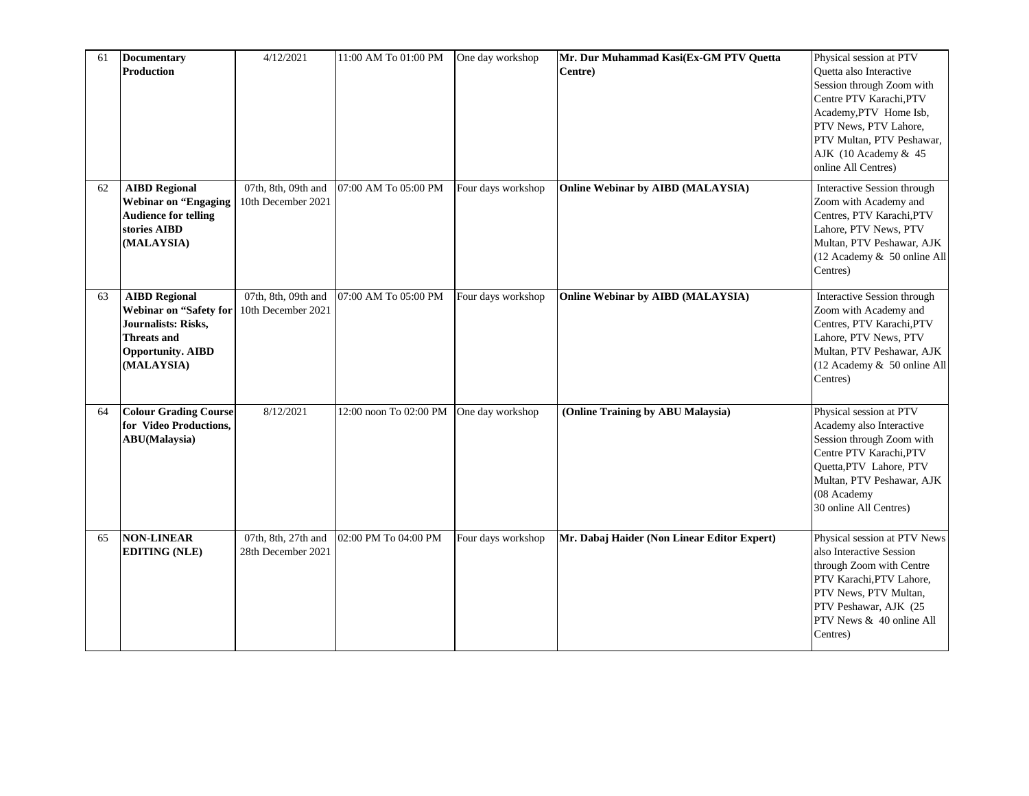| 61 | **Documentary Production** | 4/12/2021 | 11:00 AM To 01:00 PM | One day workshop | **Mr. Dur Muhammad Kasi(Ex-GM PTV Quetta Centre)** | Physical session at PTV Quetta also Interactive Session through Zoom with Centre PTV Karachi,PTV Academy,PTV Home Isb, PTV News, PTV Lahore, PTV Multan, PTV Peshawar, AJK (10 Academy & 45 online All Centres) |
|---|---|---|---|---|---|---|
| 62 | **AIBD Regional Webinar on "Engaging Audience for telling stories AIBD (MALAYSIA)** | 07th, 8th, 09th and 10th December 2021 | 07:00 AM To 05:00 PM | Four days workshop | **Online Webinar by AIBD (MALAYSIA)** | Interactive Session through Zoom with Academy and Centres, PTV Karachi,PTV Lahore, PTV News, PTV Multan, PTV Peshawar, AJK (12 Academy & 50 online All Centres) |
| 63 | **AIBD Regional Webinar on "Safety for Journalists: Risks, Threats and Opportunity. AIBD (MALAYSIA)** | 07th, 8th, 09th and 10th December 2021 | 07:00 AM To 05:00 PM | Four days workshop | **Online Webinar by AIBD (MALAYSIA)** | Interactive Session through Zoom with Academy and Centres, PTV Karachi,PTV Lahore, PTV News, PTV Multan, PTV Peshawar, AJK (12 Academy & 50 online All Centres) |
| 64 | **Colour Grading Course for Video Productions, ABU(Malaysia)** | 8/12/2021 | 12:00 noon To 02:00 PM | One day workshop | **(Online Training by ABU Malaysia)** | Physical session at PTV Academy also Interactive Session through Zoom with Centre PTV Karachi,PTV Quetta,PTV Lahore, PTV Multan, PTV Peshawar, AJK (08 Academy 30 online All Centres) |
| 65 | **NON-LINEAR EDITING (NLE)** | 07th, 8th, 27th and 28th December 2021 | 02:00 PM To 04:00 PM | Four days workshop | **Mr. Dabaj Haider (Non Linear Editor Expert)** | Physical session at PTV News also Interactive Session through Zoom with Centre PTV Karachi,PTV Lahore, PTV News, PTV Multan, PTV Peshawar, AJK (25 PTV News & 40 online All Centres) |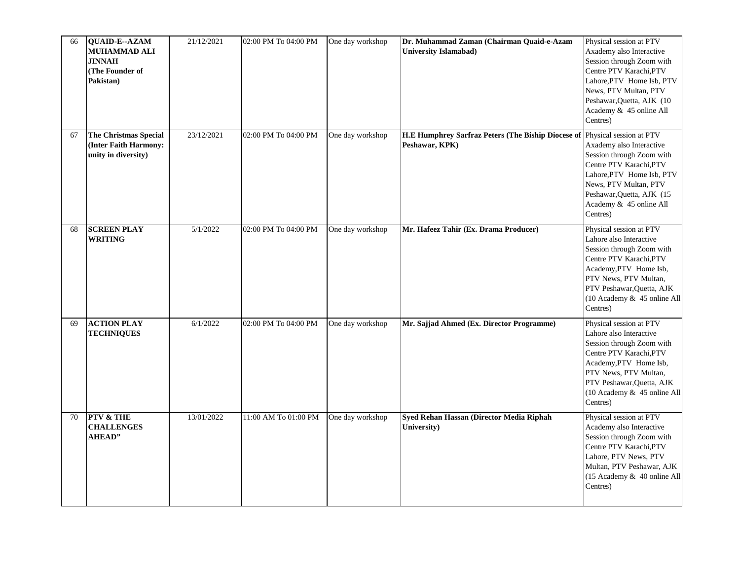| 66 | **QUAID-E--AZAM MUHAMMAD ALI JINNAH (The Founder of Pakistan)** | 21/12/2021 | 02:00 PM To 04:00 PM | One day workshop | **Dr. Muhammad Zaman (Chairman Quaid-e-Azam University Islamabad)** | Physical session at PTV Axademy also Interactive Session through Zoom with Centre PTV Karachi,PTV Lahore,PTV Home Isb, PTV News, PTV Multan, PTV Peshawar,Quetta, AJK (10 Academy & 45 online All Centres) |
|---|---|---|---|---|---|---|
| 67 | **The Christmas Special (Inter Faith Harmony: unity in diversity)** | 23/12/2021 | 02:00 PM To 04:00 PM | One day workshop | **H.E Humphrey Sarfraz Peters (The Biship Diocese of Peshawar, KPK)** | Physical session at PTV Axademy also Interactive Session through Zoom with Centre PTV Karachi,PTV Lahore,PTV Home Isb, PTV News, PTV Multan, PTV Peshawar,Quetta, AJK (15 Academy & 45 online All Centres) |
| 68 | **SCREEN PLAY WRITING** | 5/1/2022 | 02:00 PM To 04:00 PM | One day workshop | **Mr. Hafeez Tahir (Ex. Drama Producer)** | Physical session at PTV Lahore also Interactive Session through Zoom with Centre PTV Karachi,PTV Academy,PTV Home Isb, PTV News, PTV Multan, PTV Peshawar,Quetta, AJK (10 Academy & 45 online All Centres) |
| 69 | **ACTION PLAY TECHNIQUES** | 6/1/2022 | 02:00 PM To 04:00 PM | One day workshop | **Mr. Sajjad Ahmed (Ex. Director Programme)** | Physical session at PTV Lahore also Interactive Session through Zoom with Centre PTV Karachi,PTV Academy,PTV Home Isb, PTV News, PTV Multan, PTV Peshawar,Quetta, AJK (10 Academy & 45 online All Centres) |
| 70 | **PTV & THE CHALLENGES AHEAD"** | 13/01/2022 | 11:00 AM To 01:00 PM | One day workshop | **Syed Rehan Hassan (Director Media Riphah University)** | Physical session at PTV Academy also Interactive Session through Zoom with Centre PTV Karachi,PTV Lahore, PTV News, PTV Multan, PTV Peshawar, AJK (15 Academy & 40 online All Centres) |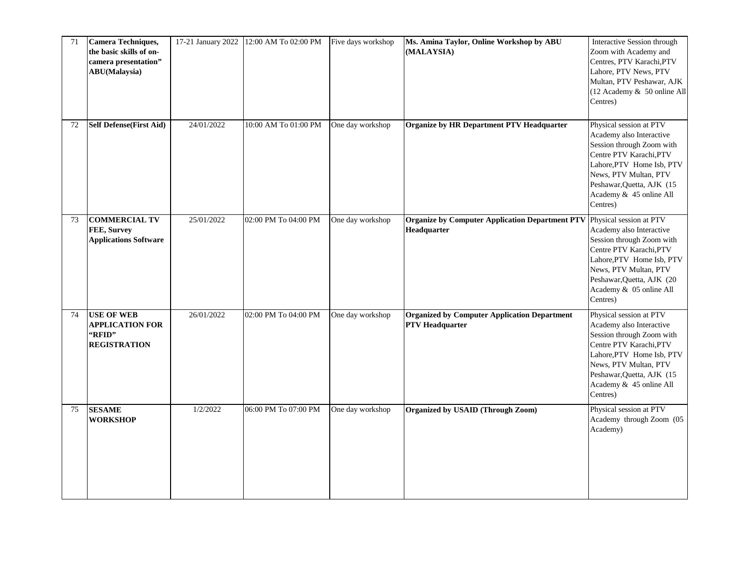| 71 | **Camera Techniques, the basic skills of on-camera presentation" ABU(Malaysia)** | 17-21 January 2022 | 12:00 AM To 02:00 PM | Five days workshop | **Ms. Amina Taylor, Online Workshop by ABU (MALAYSIA)** | Interactive Session through Zoom with Academy and Centres, PTV Karachi,PTV Lahore, PTV News, PTV Multan, PTV Peshawar, AJK (12 Academy & 50 online All Centres) |
|---|---|---|---|---|---|---|
| 72 | **Self Defense(First Aid)** | 24/01/2022 | 10:00 AM To 01:00 PM | One day workshop | **Organize by HR Department PTV Headquarter** | Physical session at PTV Academy also Interactive Session through Zoom with Centre PTV Karachi,PTV Lahore,PTV Home Isb, PTV News, PTV Multan, PTV Peshawar,Quetta, AJK (15 Academy & 45 online All Centres) |
| 73 | **COMMERCIAL TV FEE, Survey Applications Software** | 25/01/2022 | 02:00 PM To 04:00 PM | One day workshop | **Organize by Computer Application Department PTV Headquarter** | Physical session at PTV Academy also Interactive Session through Zoom with Centre PTV Karachi,PTV Lahore,PTV Home Isb, PTV News, PTV Multan, PTV Peshawar,Quetta, AJK (20 Academy & 05 online All Centres) |
| 74 | **USE OF WEB APPLICATION FOR "RFID" REGISTRATION** | 26/01/2022 | 02:00 PM To 04:00 PM | One day workshop | **Organized by Computer Application Department PTV Headquarter** | Physical session at PTV Academy also Interactive Session through Zoom with Centre PTV Karachi,PTV Lahore,PTV Home Isb, PTV News, PTV Multan, PTV Peshawar,Quetta, AJK (15 Academy & 45 online All Centres) |
| 75 | **SESAME WORKSHOP** | 1/2/2022 | 06:00 PM To 07:00 PM | One day workshop | **Organized by USAID (Through Zoom)** | Physical session at PTV Academy through Zoom (05 Academy) |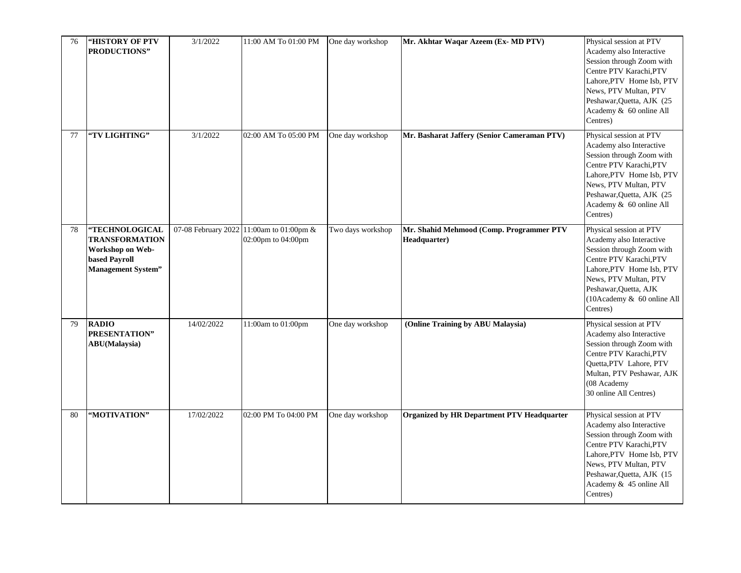| 76 | **"HISTORY OF PTV PRODUCTIONS"** | 3/1/2022 | 11:00 AM To 01:00 PM | One day workshop | **Mr. Akhtar Waqar Azeem (Ex- MD PTV)** | Physical session at PTV Academy also Interactive Session through Zoom with Centre PTV Karachi,PTV Lahore,PTV Home Isb, PTV News, PTV Multan, PTV Peshawar,Quetta, AJK (25 Academy & 60 online All Centres) |
|---|---|---|---|---|---|---|
| 77 | **"TV LIGHTING"** | 3/1/2022 | 02:00 AM To 05:00 PM | One day workshop | **Mr. Basharat Jaffery (Senior Cameraman PTV)** | Physical session at PTV Academy also Interactive Session through Zoom with Centre PTV Karachi,PTV Lahore,PTV Home Isb, PTV News, PTV Multan, PTV Peshawar,Quetta, AJK (25 Academy & 60 online All Centres) |
| 78 | **"TECHNOLOGICAL TRANSFORMATION Workshop on Web-based Payroll Management System"** | 07-08 February 2022 | 11:00am to 01:00pm & 02:00pm to 04:00pm | Two days workshop | **Mr. Shahid Mehmood (Comp. Programmer PTV Headquarter)** | Physical session at PTV Academy also Interactive Session through Zoom with Centre PTV Karachi,PTV Lahore,PTV Home Isb, PTV News, PTV Multan, PTV Peshawar,Quetta, AJK (10Academy & 60 online All Centres) |
| 79 | **RADIO PRESENTATION" ABU(Malaysia)** | 14/02/2022 | 11:00am to 01:00pm | One day workshop | **(Online Training by ABU Malaysia)** | Physical session at PTV Academy also Interactive Session through Zoom with Centre PTV Karachi,PTV Quetta,PTV Lahore, PTV Multan, PTV Peshawar, AJK (08 Academy 30 online All Centres) |
| 80 | **"MOTIVATION"** | 17/02/2022 | 02:00 PM To 04:00 PM | One day workshop | **Organized by HR Department PTV Headquarter** | Physical session at PTV Academy also Interactive Session through Zoom with Centre PTV Karachi,PTV Lahore,PTV Home Isb, PTV News, PTV Multan, PTV Peshawar,Quetta, AJK (15 Academy & 45 online All Centres) |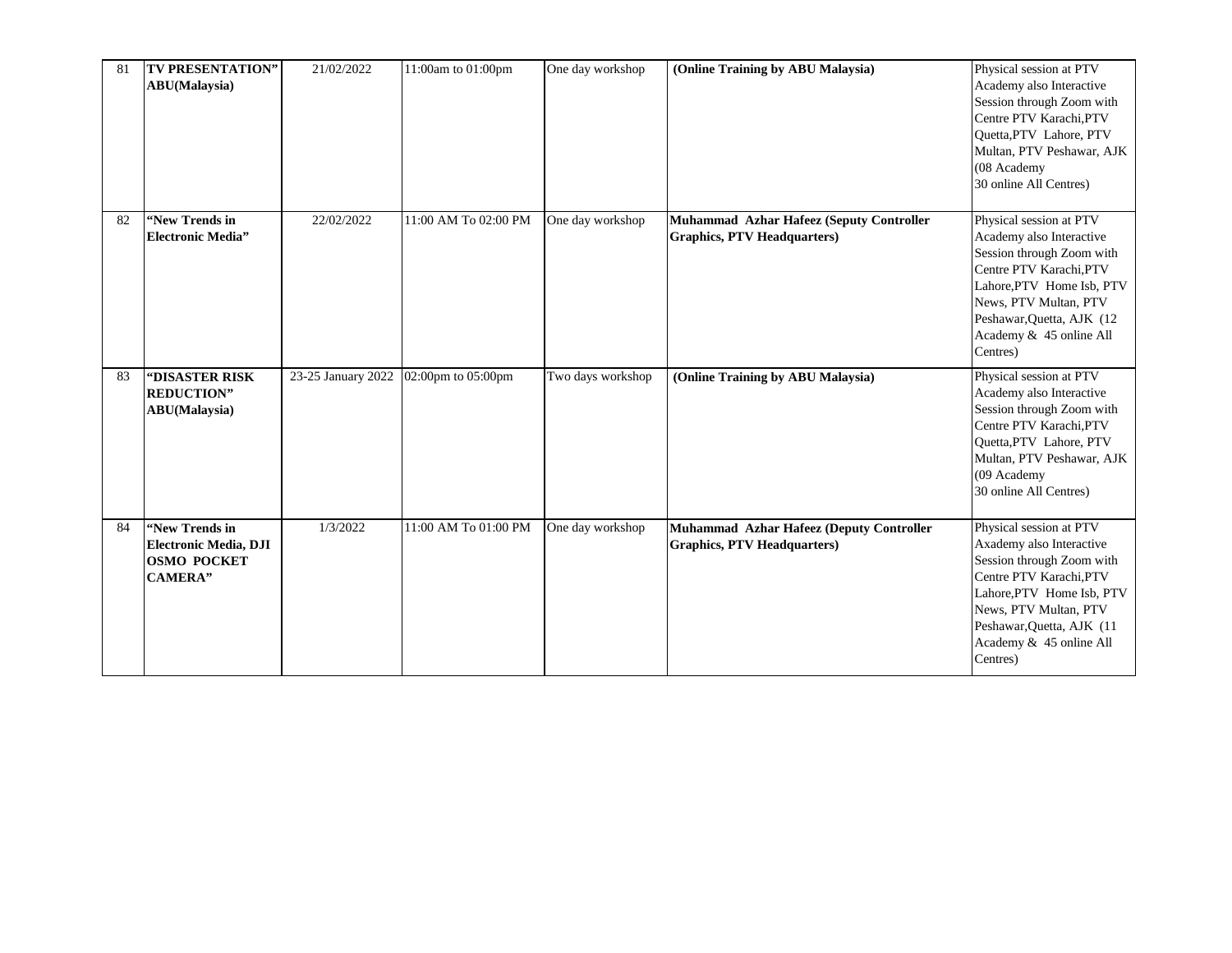| | | | | | | |
|---|---|---|---|---|---|---|
| 81 | **TV PRESENTATION" ABU(Malaysia)** | 21/02/2022 | 11:00am to 01:00pm | One day workshop | **(Online Training by ABU Malaysia)** | Physical session at PTV Academy also Interactive Session through Zoom with Centre PTV Karachi,PTV Quetta,PTV Lahore, PTV Multan, PTV Peshawar, AJK (08 Academy 30 online All Centres) |
| 82 | **"New Trends in Electronic Media"** | 22/02/2022 | 11:00 AM To 02:00 PM | One day workshop | **Muhammad Azhar Hafeez (Seputy Controller Graphics, PTV Headquarters)** | Physical session at PTV Academy also Interactive Session through Zoom with Centre PTV Karachi,PTV Lahore,PTV Home Isb, PTV News, PTV Multan, PTV Peshawar,Quetta, AJK (12 Academy & 45 online All Centres) |
| 83 | **"DISASTER RISK REDUCTION" ABU(Malaysia)** | 23-25 January 2022 | 02:00pm to 05:00pm | Two days workshop | **(Online Training by ABU Malaysia)** | Physical session at PTV Academy also Interactive Session through Zoom with Centre PTV Karachi,PTV Quetta,PTV Lahore, PTV Multan, PTV Peshawar, AJK (09 Academy 30 online All Centres) |
| 84 | **"New Trends in Electronic Media, DJI OSMO POCKET CAMERA"** | 1/3/2022 | 11:00 AM To 01:00 PM | One day workshop | **Muhammad Azhar Hafeez (Deputy Controller Graphics, PTV Headquarters)** | Physical session at PTV Axademy also Interactive Session through Zoom with Centre PTV Karachi,PTV Lahore,PTV Home Isb, PTV News, PTV Multan, PTV Peshawar,Quetta, AJK (11 Academy & 45 online All Centres) |